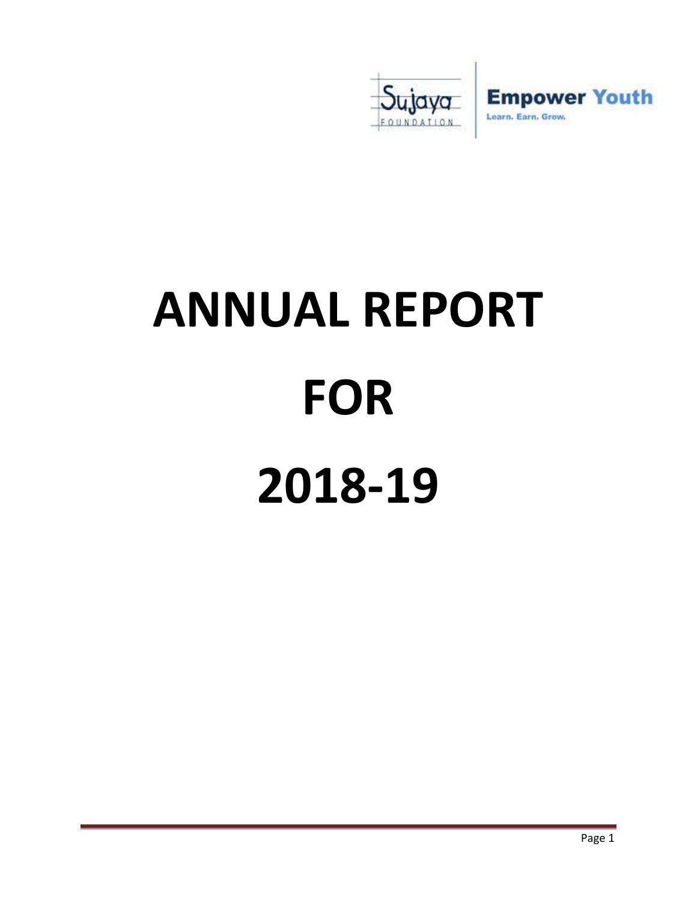Sujaya FOUNDATION

**Empower Youth**
Learn. Earn. Grow.

# ANNUAL REPORT

# FOR

# 2018-19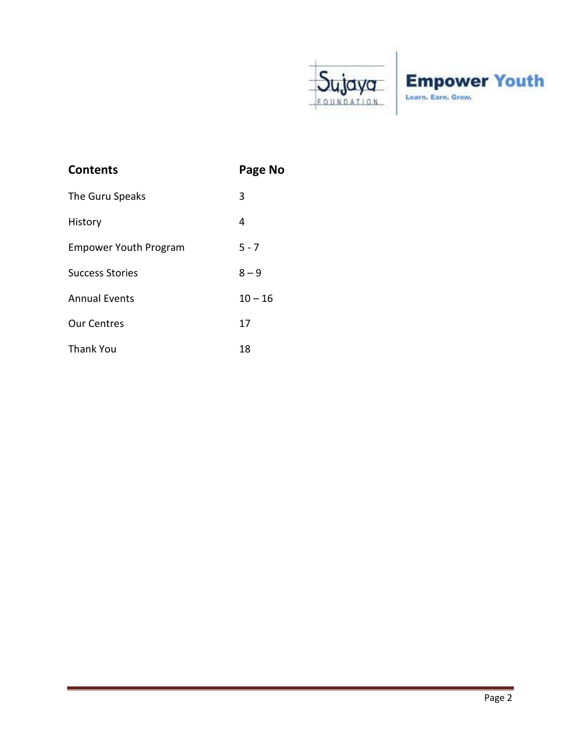| Contents | Page No |
| --- | --- |
| The Guru Speaks | 3 |
| History | 4 |
| Empower Youth Program | 5 - 7 |
| Success Stories | 8 – 9 |
| Annual Events | 10 – 16 |
| Our Centres | 17 |
| Thank You | 18 |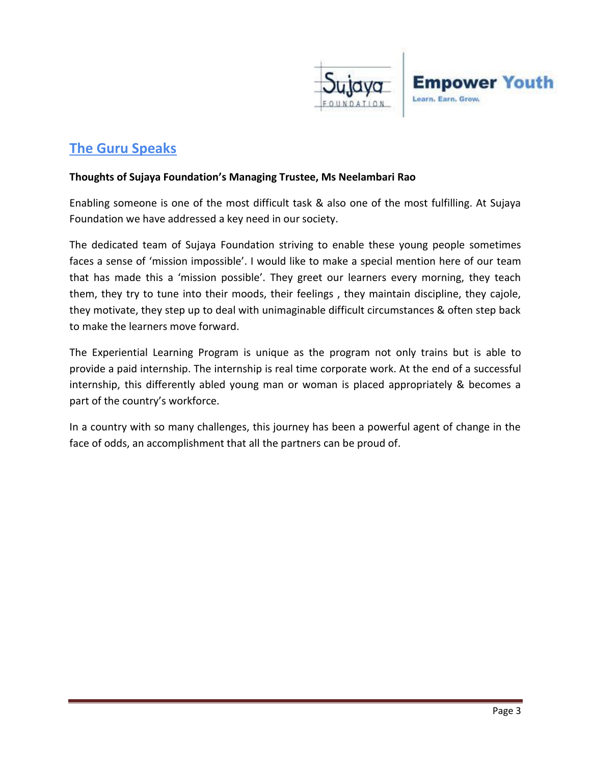## The Guru Speaks

**Thoughts of Sujaya Foundation's Managing Trustee, Ms Neelambari Rao**

Enabling someone is one of the most difficult task & also one of the most fulfilling. At Sujaya Foundation we have addressed a key need in our society.

The dedicated team of Sujaya Foundation striving to enable these young people sometimes faces a sense of 'mission impossible'. I would like to make a special mention here of our team that has made this a 'mission possible'. They greet our learners every morning, they teach them, they try to tune into their moods, their feelings , they maintain discipline, they cajole, they motivate, they step up to deal with unimaginable difficult circumstances & often step back to make the learners move forward.

The Experiential Learning Program is unique as the program not only trains but is able to provide a paid internship. The internship is real time corporate work. At the end of a successful internship, this differently abled young man or woman is placed appropriately & becomes a part of the country's workforce.

In a country with so many challenges, this journey has been a powerful agent of change in the face of odds, an accomplishment that all the partners can be proud of.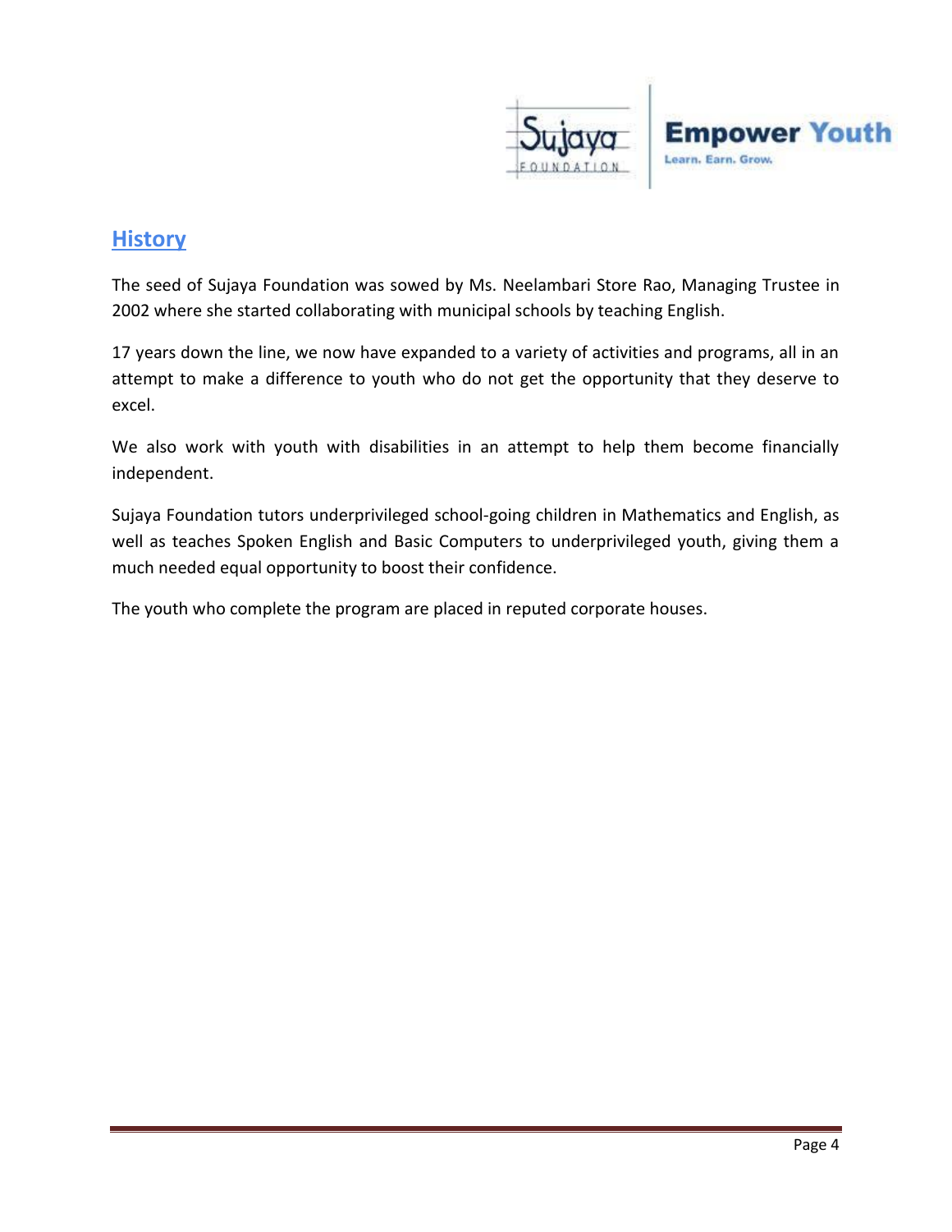## History

The seed of Sujaya Foundation was sowed by Ms. Neelambari Store Rao, Managing Trustee in 2002 where she started collaborating with municipal schools by teaching English.

17 years down the line, we now have expanded to a variety of activities and programs, all in an attempt to make a difference to youth who do not get the opportunity that they deserve to excel.

We also work with youth with disabilities in an attempt to help them become financially independent.

Sujaya Foundation tutors underprivileged school-going children in Mathematics and English, as well as teaches Spoken English and Basic Computers to underprivileged youth, giving them a much needed equal opportunity to boost their confidence.

The youth who complete the program are placed in reputed corporate houses.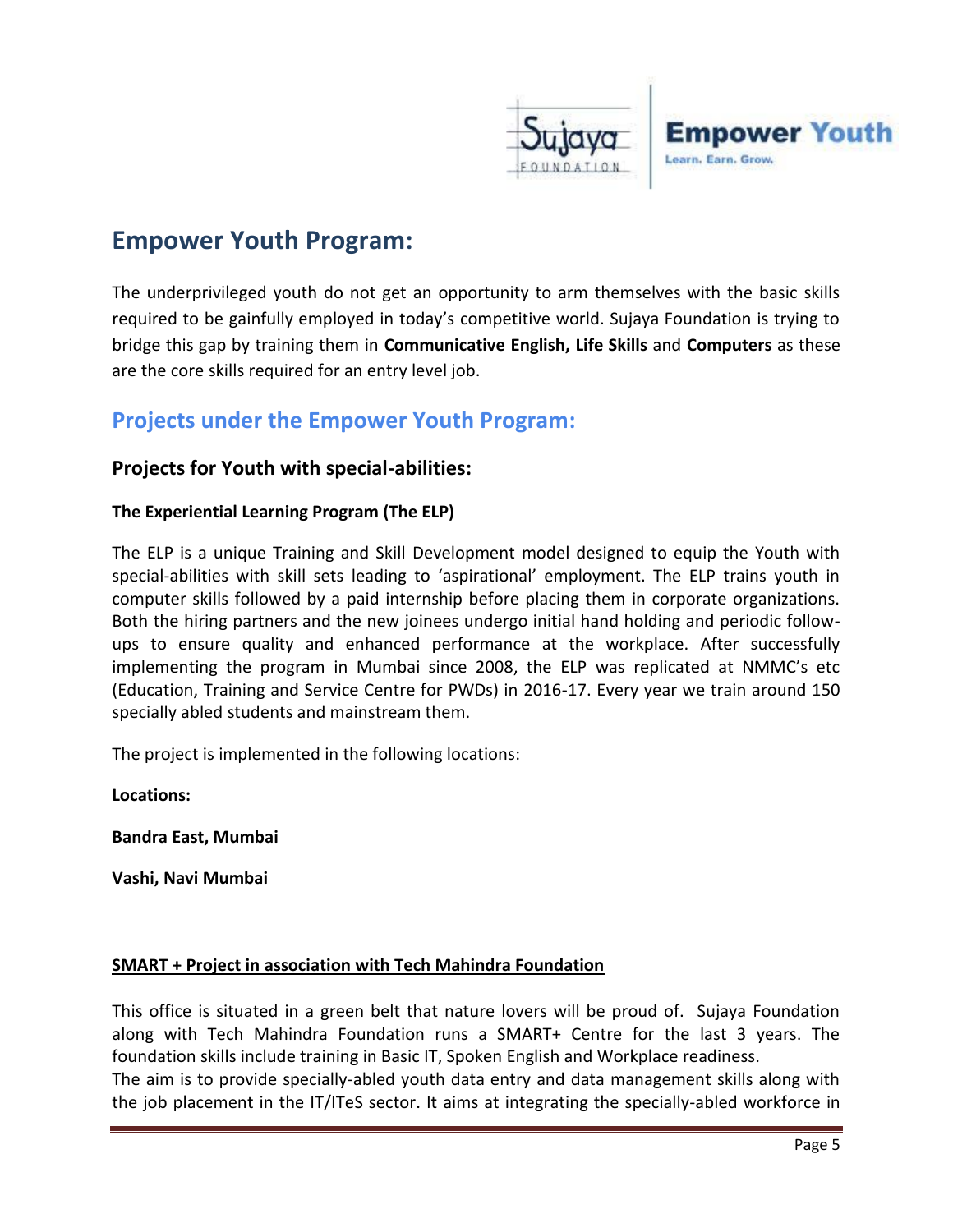## Empower Youth Program:

The underprivileged youth do not get an opportunity to arm themselves with the basic skills required to be gainfully employed in today's competitive world. Sujaya Foundation is trying to bridge this gap by training them in **Communicative English, Life Skills** and **Computers** as these are the core skills required for an entry level job.

## Projects under the Empower Youth Program:

### Projects for Youth with special-abilities:

**The Experiential Learning Program (The ELP)**

The ELP is a unique Training and Skill Development model designed to equip the Youth with special-abilities with skill sets leading to 'aspirational' employment. The ELP trains youth in computer skills followed by a paid internship before placing them in corporate organizations. Both the hiring partners and the new joinees undergo initial hand holding and periodic follow-ups to ensure quality and enhanced performance at the workplace. After successfully implementing the program in Mumbai since 2008, the ELP was replicated at NMMC's etc (Education, Training and Service Centre for PWDs) in 2016-17. Every year we train around 150 specially abled students and mainstream them.

The project is implemented in the following locations:

**Locations:**

**Bandra East, Mumbai**

**Vashi, Navi Mumbai**

**SMART + Project in association with Tech Mahindra Foundation**

This office is situated in a green belt that nature lovers will be proud of. Sujaya Foundation along with Tech Mahindra Foundation runs a SMART+ Centre for the last 3 years. The foundation skills include training in Basic IT, Spoken English and Workplace readiness.
The aim is to provide specially-abled youth data entry and data management skills along with the job placement in the IT/ITeS sector. It aims at integrating the specially-abled workforce in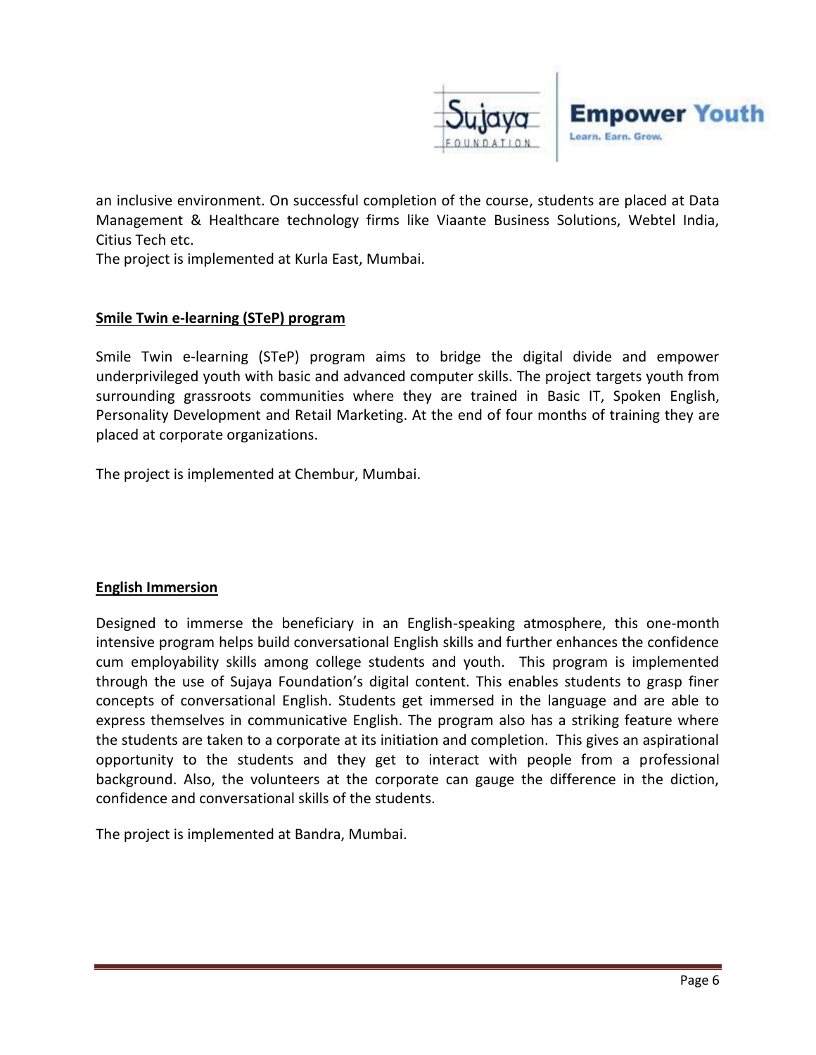an inclusive environment. On successful completion of the course, students are placed at Data Management & Healthcare technology firms like Viaante Business Solutions, Webtel India, Citius Tech etc.

The project is implemented at Kurla East, Mumbai.

## Smile Twin e-learning (STeP) program

Smile Twin e-learning (STeP) program aims to bridge the digital divide and empower underprivileged youth with basic and advanced computer skills. The project targets youth from surrounding grassroots communities where they are trained in Basic IT, Spoken English, Personality Development and Retail Marketing. At the end of four months of training they are placed at corporate organizations.

The project is implemented at Chembur, Mumbai.

## English Immersion

Designed to immerse the beneficiary in an English-speaking atmosphere, this one-month intensive program helps build conversational English skills and further enhances the confidence cum employability skills among college students and youth. This program is implemented through the use of Sujaya Foundation's digital content. This enables students to grasp finer concepts of conversational English. Students get immersed in the language and are able to express themselves in communicative English. The program also has a striking feature where the students are taken to a corporate at its initiation and completion. This gives an aspirational opportunity to the students and they get to interact with people from a professional background. Also, the volunteers at the corporate can gauge the difference in the diction, confidence and conversational skills of the students.

The project is implemented at Bandra, Mumbai.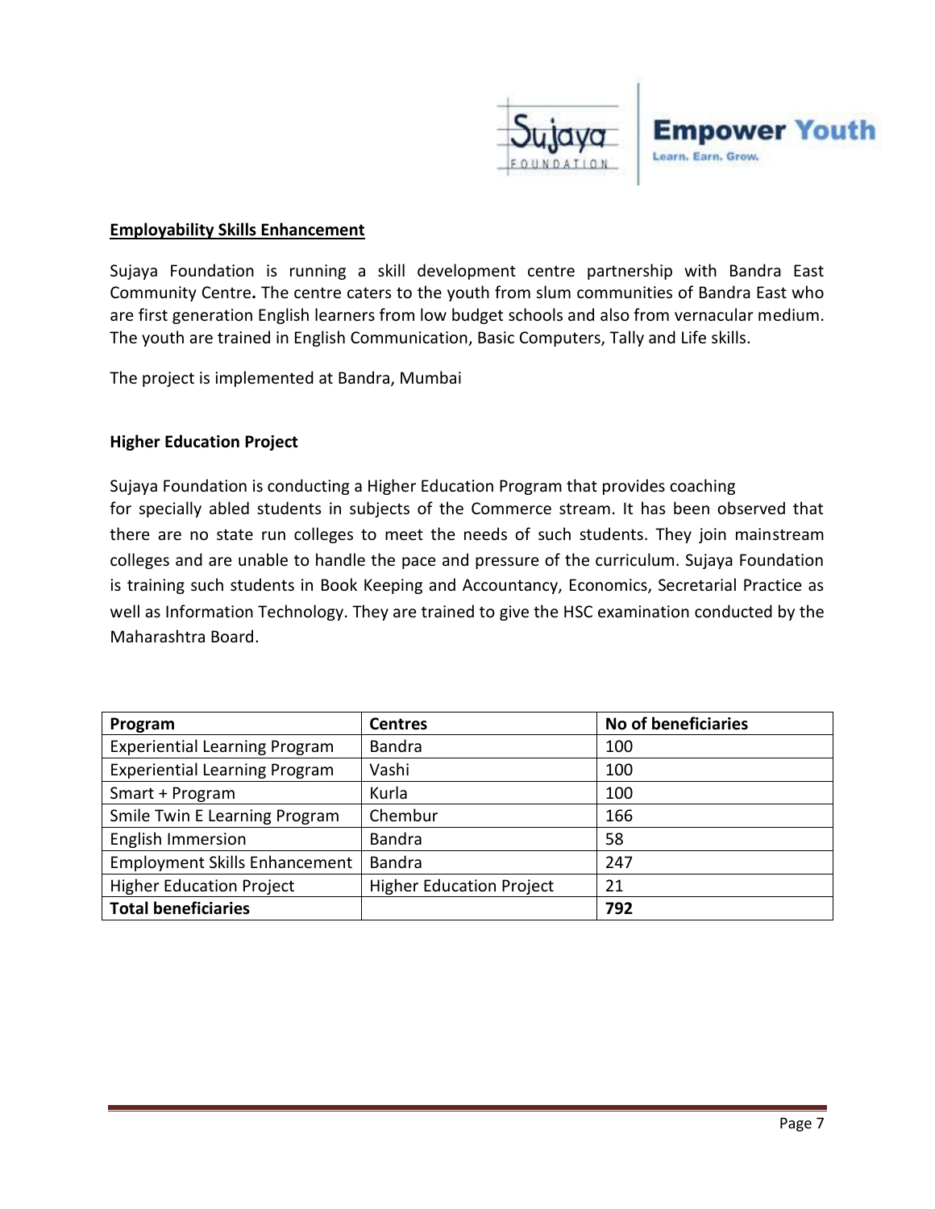**Employability Skills Enhancement**

Sujaya Foundation is running a skill development centre partnership with Bandra East Community Centre**.** The centre caters to the youth from slum communities of Bandra East who are first generation English learners from low budget schools and also from vernacular medium. The youth are trained in English Communication, Basic Computers, Tally and Life skills.

The project is implemented at Bandra, Mumbai

**Higher Education Project**

Sujaya Foundation is conducting a Higher Education Program that provides coaching for specially abled students in subjects of the Commerce stream. It has been observed that there are no state run colleges to meet the needs of such students. They join mainstream colleges and are unable to handle the pace and pressure of the curriculum. Sujaya Foundation is training such students in Book Keeping and Accountancy, Economics, Secretarial Practice as well as Information Technology. They are trained to give the HSC examination conducted by the Maharashtra Board.

| Program | Centres | No of beneficiaries |
|---|---|---|
| Experiential Learning Program | Bandra | 100 |
| Experiential Learning Program | Vashi | 100 |
| Smart + Program | Kurla | 100 |
| Smile Twin E Learning Program | Chembur | 166 |
| English Immersion | Bandra | 58 |
| Employment Skills Enhancement | Bandra | 247 |
| Higher Education Project | Higher Education Project | 21 |
| **Total beneficiaries** | | **792** |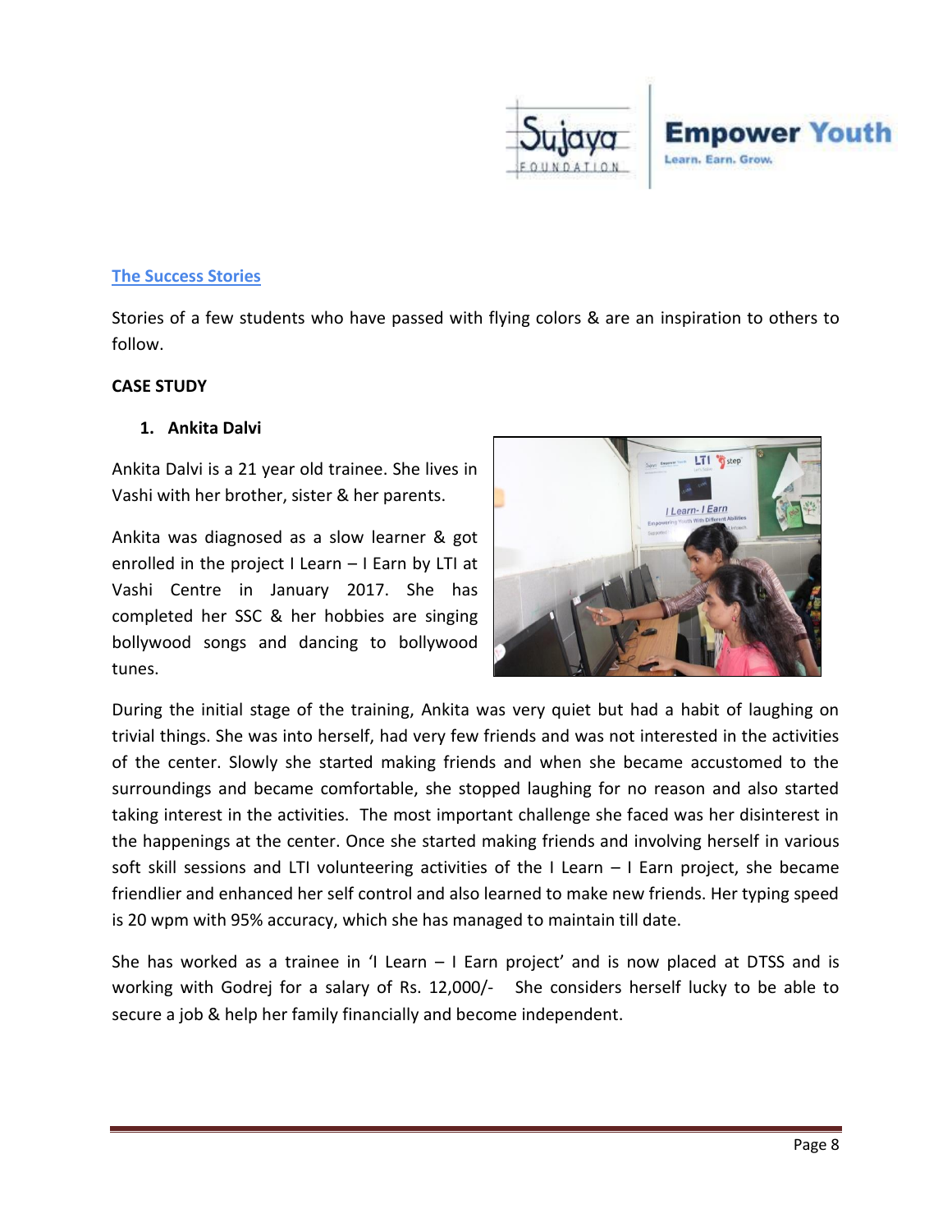## The Success Stories

Stories of a few students who have passed with flying colors & are an inspiration to others to follow.

**CASE STUDY**

1. **Ankita Dalvi**

Ankita Dalvi is a 21 year old trainee. She lives in Vashi with her brother, sister & her parents.

Ankita was diagnosed as a slow learner & got enrolled in the project I Learn – I Earn by LTI at Vashi Centre in January 2017. She has completed her SSC & her hobbies are singing bollywood songs and dancing to bollywood tunes.

During the initial stage of the training, Ankita was very quiet but had a habit of laughing on trivial things. She was into herself, had very few friends and was not interested in the activities of the center. Slowly she started making friends and when she became accustomed to the surroundings and became comfortable, she stopped laughing for no reason and also started taking interest in the activities. The most important challenge she faced was her disinterest in the happenings at the center. Once she started making friends and involving herself in various soft skill sessions and LTI volunteering activities of the I Learn – I Earn project, she became friendlier and enhanced her self control and also learned to make new friends. Her typing speed is 20 wpm with 95% accuracy, which she has managed to maintain till date.

She has worked as a trainee in 'I Learn – I Earn project' and is now placed at DTSS and is working with Godrej for a salary of Rs. 12,000/- She considers herself lucky to be able to secure a job & help her family financially and become independent.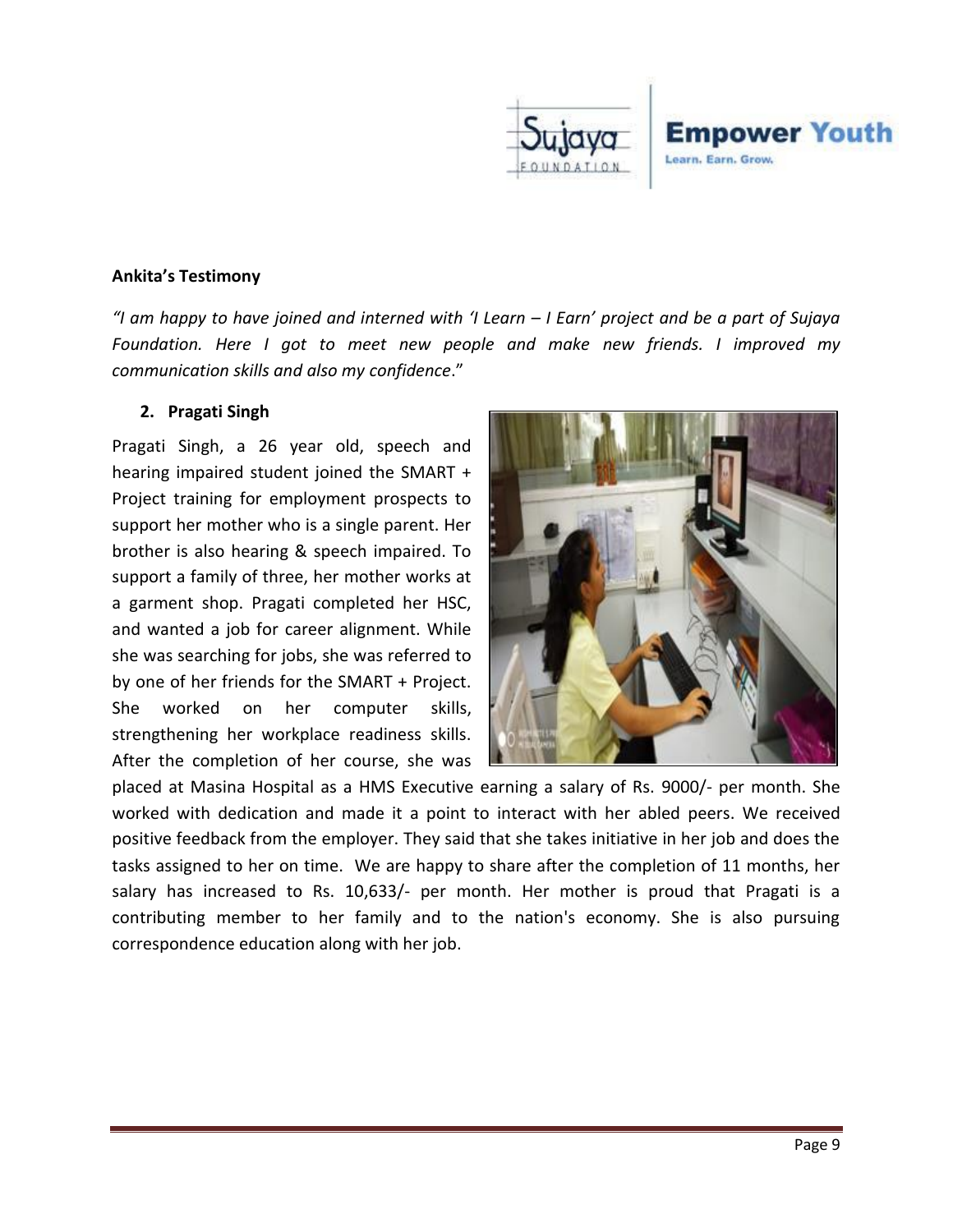**Ankita's Testimony**

*"I am happy to have joined and interned with 'I Learn – I Earn' project and be a part of Sujaya Foundation. Here I got to meet new people and make new friends. I improved my communication skills and also my confidence*."

**2. Pragati Singh**

Pragati Singh, a 26 year old, speech and hearing impaired student joined the SMART + Project training for employment prospects to support her mother who is a single parent. Her brother is also hearing & speech impaired. To support a family of three, her mother works at a garment shop. Pragati completed her HSC, and wanted a job for career alignment. While she was searching for jobs, she was referred to by one of her friends for the SMART + Project. She worked on her computer skills, strengthening her workplace readiness skills. After the completion of her course, she was placed at Masina Hospital as a HMS Executive earning a salary of Rs. 9000/- per month. She worked with dedication and made it a point to interact with her abled peers. We received positive feedback from the employer. They said that she takes initiative in her job and does the tasks assigned to her on time. We are happy to share after the completion of 11 months, her salary has increased to Rs. 10,633/- per month. Her mother is proud that Pragati is a contributing member to her family and to the nation's economy. She is also pursuing correspondence education along with her job.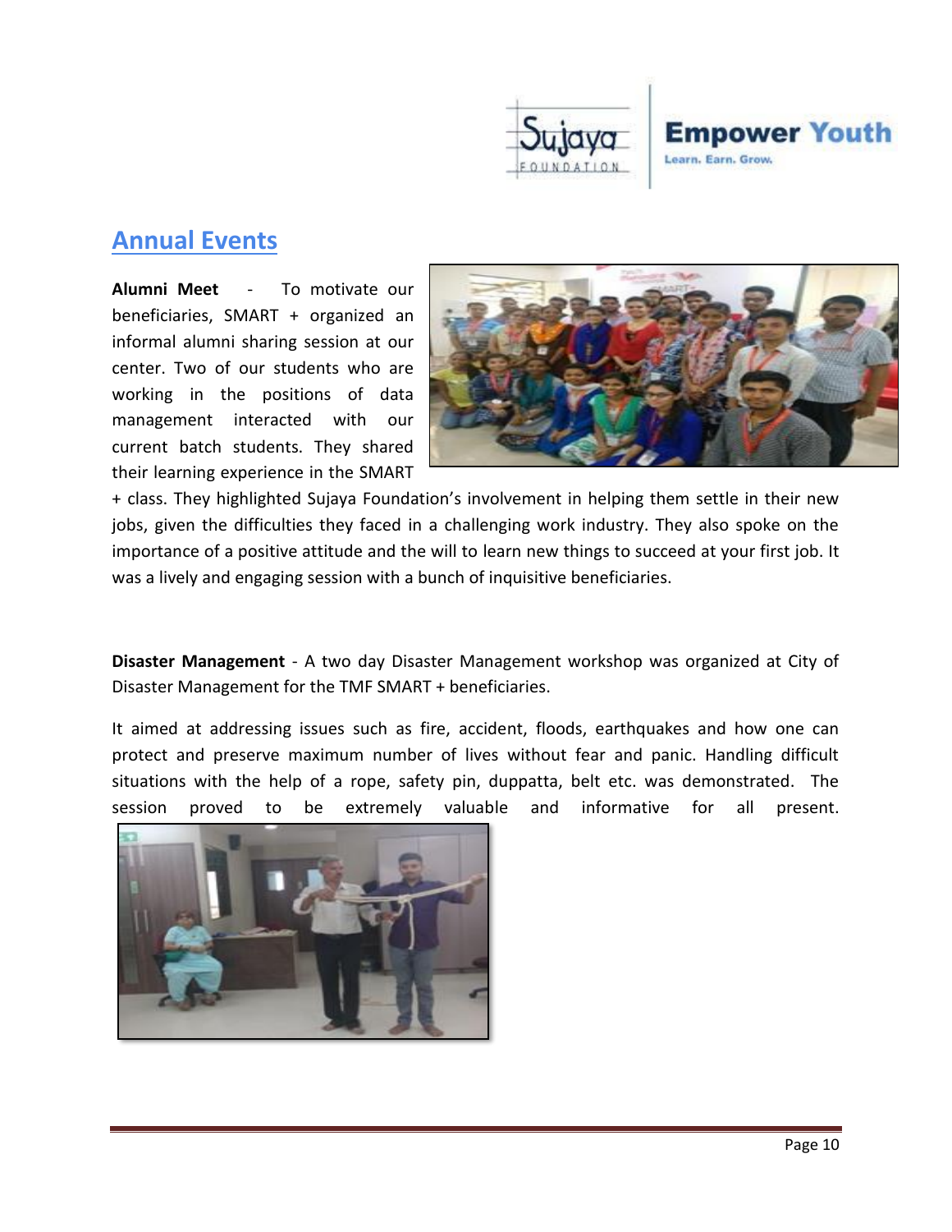## Annual Events

**Alumni Meet** - To motivate our beneficiaries, SMART + organized an informal alumni sharing session at our center. Two of our students who are working in the positions of data management interacted with our current batch students. They shared their learning experience in the SMART + class. They highlighted Sujaya Foundation's involvement in helping them settle in their new jobs, given the difficulties they faced in a challenging work industry. They also spoke on the importance of a positive attitude and the will to learn new things to succeed at your first job. It was a lively and engaging session with a bunch of inquisitive beneficiaries.

**Disaster Management** - A two day Disaster Management workshop was organized at City of Disaster Management for the TMF SMART + beneficiaries.

It aimed at addressing issues such as fire, accident, floods, earthquakes and how one can protect and preserve maximum number of lives without fear and panic. Handling difficult situations with the help of a rope, safety pin, duppatta, belt etc. was demonstrated. The session proved to be extremely valuable and informative for all present.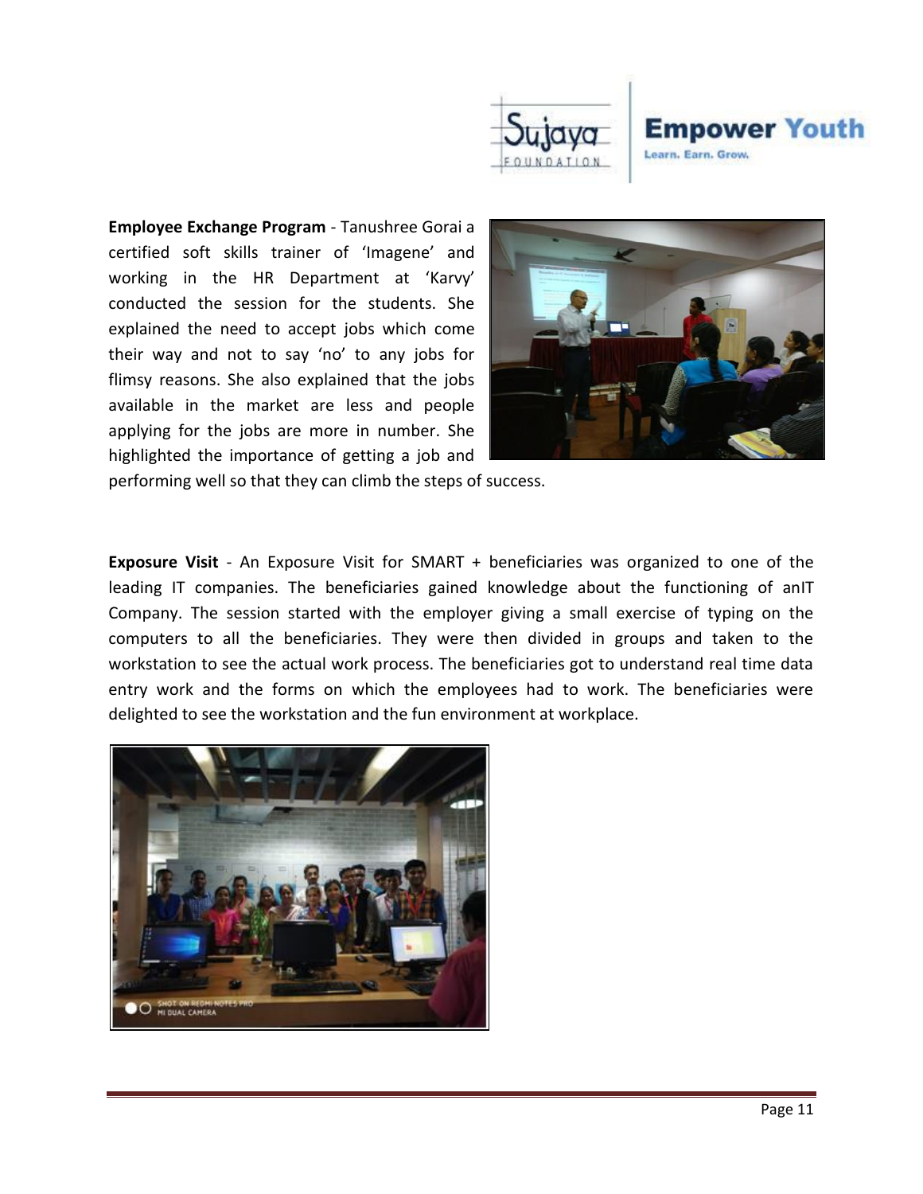**Employee Exchange Program** - Tanushree Gorai a certified soft skills trainer of 'Imagene' and working in the HR Department at 'Karvy' conducted the session for the students. She explained the need to accept jobs which come their way and not to say 'no' to any jobs for flimsy reasons. She also explained that the jobs available in the market are less and people applying for the jobs are more in number. She highlighted the importance of getting a job and performing well so that they can climb the steps of success.

**Exposure Visit** - An Exposure Visit for SMART + beneficiaries was organized to one of the leading IT companies. The beneficiaries gained knowledge about the functioning of anIT Company. The session started with the employer giving a small exercise of typing on the computers to all the beneficiaries. They were then divided in groups and taken to the workstation to see the actual work process. The beneficiaries got to understand real time data entry work and the forms on which the employees had to work. The beneficiaries were delighted to see the workstation and the fun environment at workplace.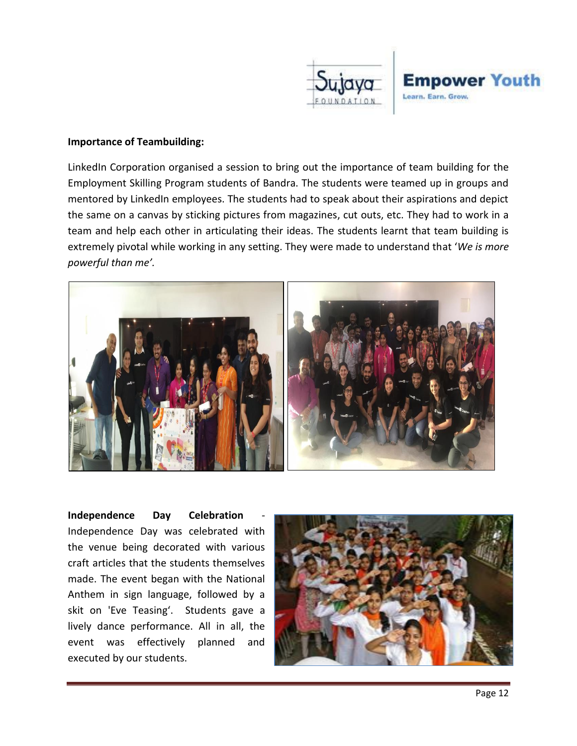**Importance of Teambuilding:**

LinkedIn Corporation organised a session to bring out the importance of team building for the Employment Skilling Program students of Bandra. The students were teamed up in groups and mentored by LinkedIn employees. The students had to speak about their aspirations and depict the same on a canvas by sticking pictures from magazines, cut outs, etc. They had to work in a team and help each other in articulating their ideas. The students learnt that team building is extremely pivotal while working in any setting. They were made to understand that '*We is more powerful than me'.*

**Independence Day Celebration** - Independence Day was celebrated with the venue being decorated with various craft articles that the students themselves made. The event began with the National Anthem in sign language, followed by a skit on 'Eve Teasing'. Students gave a lively dance performance. All in all, the event was effectively planned and executed by our students.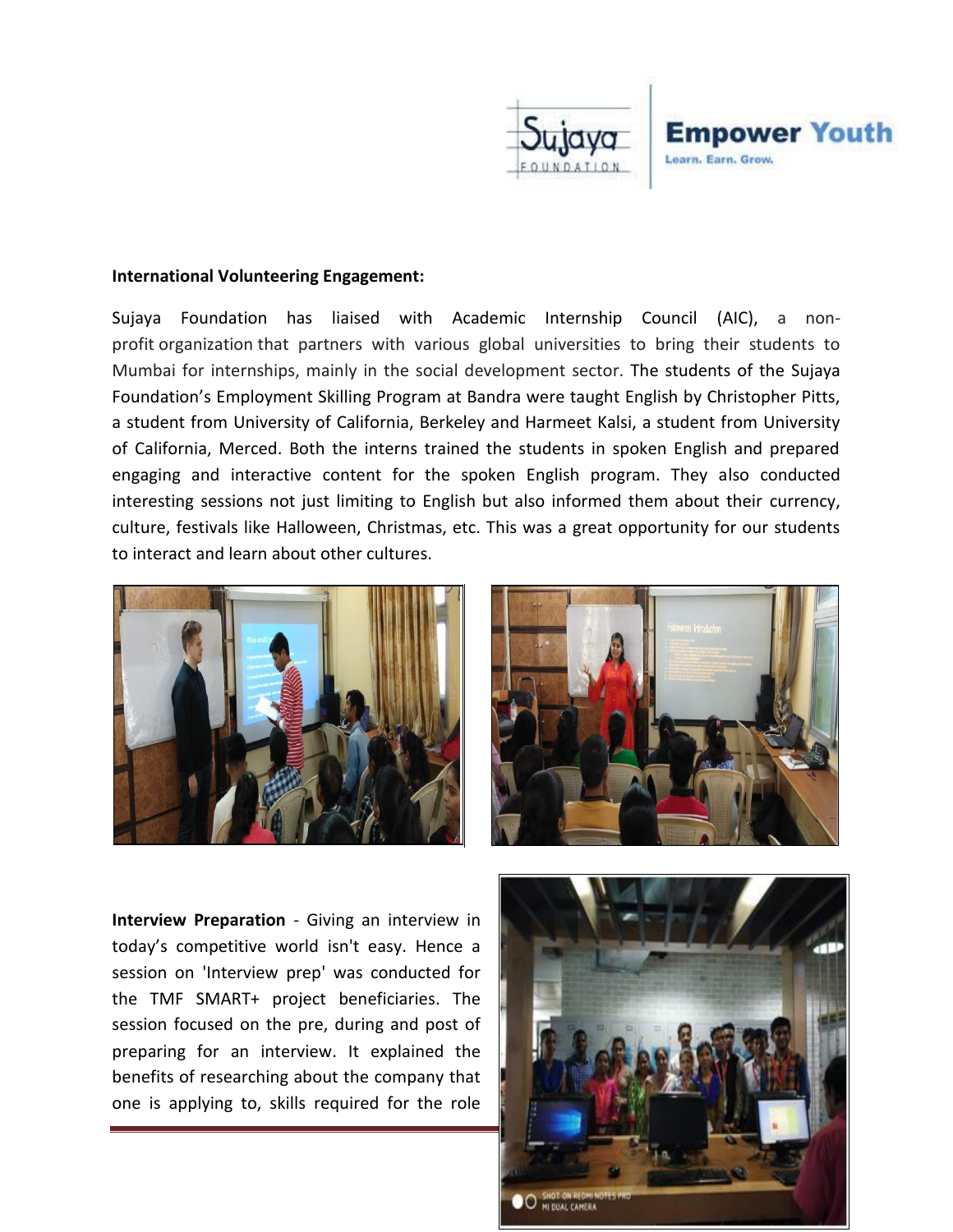**International Volunteering Engagement:**

Sujaya Foundation has liaised with Academic Internship Council (AIC), a non-profit organization that partners with various global universities to bring their students to Mumbai for internships, mainly in the social development sector. The students of the Sujaya Foundation's Employment Skilling Program at Bandra were taught English by Christopher Pitts, a student from University of California, Berkeley and Harmeet Kalsi, a student from University of California, Merced. Both the interns trained the students in spoken English and prepared engaging and interactive content for the spoken English program. They also conducted interesting sessions not just limiting to English but also informed them about their currency, culture, festivals like Halloween, Christmas, etc. This was a great opportunity for our students to interact and learn about other cultures.

**Interview Preparation** - Giving an interview in today's competitive world isn't easy. Hence a session on 'Interview prep' was conducted for the TMF SMART+ project beneficiaries. The session focused on the pre, during and post of preparing for an interview. It explained the benefits of researching about the company that one is applying to, skills required for the role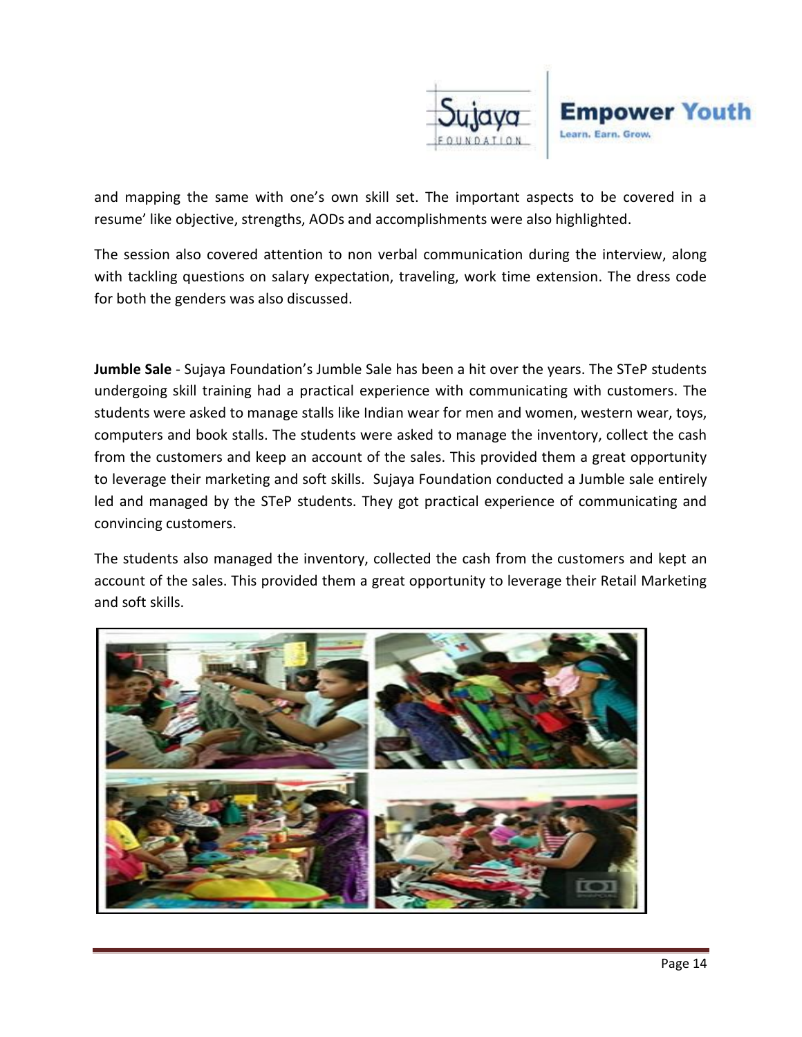and mapping the same with one's own skill set. The important aspects to be covered in a resume' like objective, strengths, AODs and accomplishments were also highlighted.

The session also covered attention to non verbal communication during the interview, along with tackling questions on salary expectation, traveling, work time extension. The dress code for both the genders was also discussed.

**Jumble Sale** - Sujaya Foundation's Jumble Sale has been a hit over the years. The STeP students undergoing skill training had a practical experience with communicating with customers. The students were asked to manage stalls like Indian wear for men and women, western wear, toys, computers and book stalls. The students were asked to manage the inventory, collect the cash from the customers and keep an account of the sales. This provided them a great opportunity to leverage their marketing and soft skills. Sujaya Foundation conducted a Jumble sale entirely led and managed by the STeP students. They got practical experience of communicating and convincing customers.

The students also managed the inventory, collected the cash from the customers and kept an account of the sales. This provided them a great opportunity to leverage their Retail Marketing and soft skills.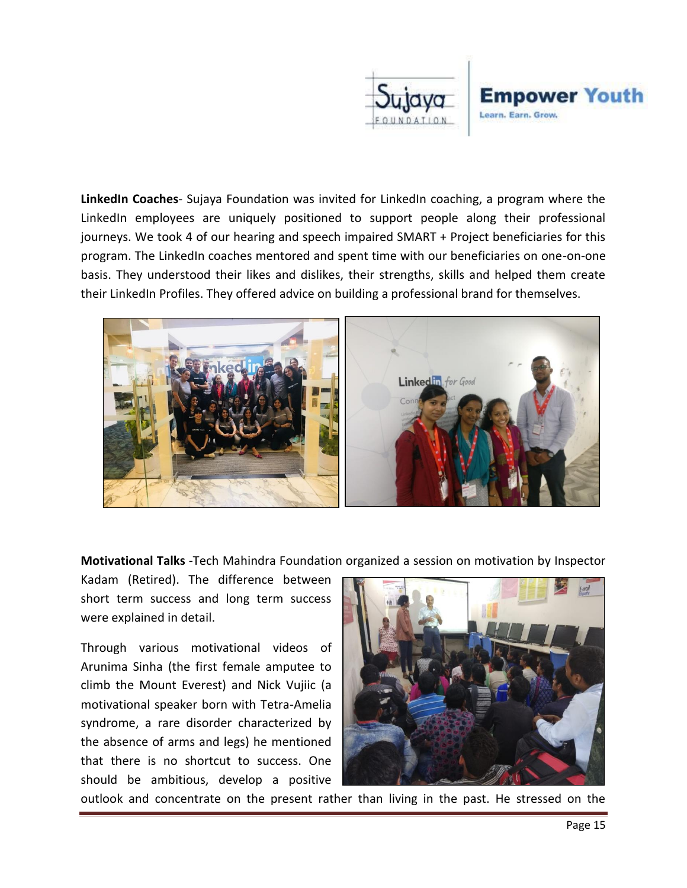**LinkedIn Coaches**- Sujaya Foundation was invited for LinkedIn coaching, a program where the LinkedIn employees are uniquely positioned to support people along their professional journeys. We took 4 of our hearing and speech impaired SMART + Project beneficiaries for this program. The LinkedIn coaches mentored and spent time with our beneficiaries on one-on-one basis. They understood their likes and dislikes, their strengths, skills and helped them create their LinkedIn Profiles. They offered advice on building a professional brand for themselves.

**Motivational Talks** -Tech Mahindra Foundation organized a session on motivation by Inspector Kadam (Retired). The difference between short term success and long term success were explained in detail.

Through various motivational videos of Arunima Sinha (the first female amputee to climb the Mount Everest) and Nick Vujiic (a motivational speaker born with Tetra-Amelia syndrome, a rare disorder characterized by the absence of arms and legs) he mentioned that there is no shortcut to success. One should be ambitious, develop a positive outlook and concentrate on the present rather than living in the past. He stressed on the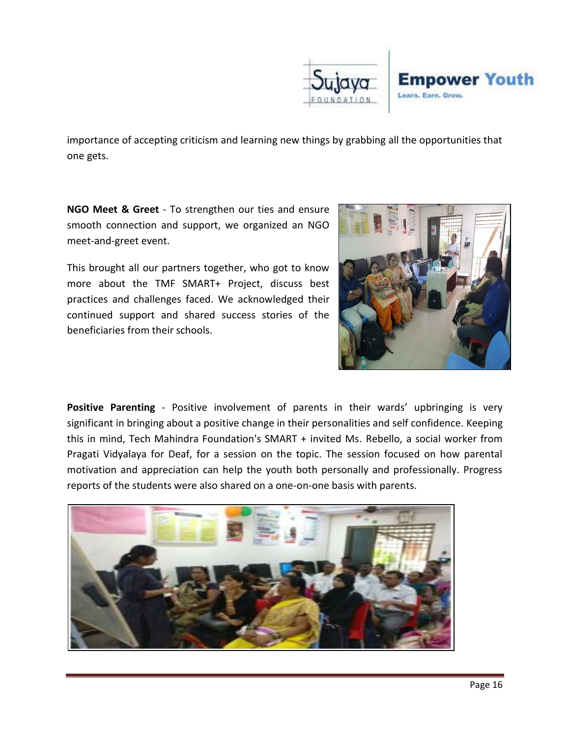importance of accepting criticism and learning new things by grabbing all the opportunities that one gets.

**NGO Meet & Greet** - To strengthen our ties and ensure smooth connection and support, we organized an NGO meet-and-greet event.

This brought all our partners together, who got to know more about the TMF SMART+ Project, discuss best practices and challenges faced. We acknowledged their continued support and shared success stories of the beneficiaries from their schools.

**Positive Parenting** - Positive involvement of parents in their wards' upbringing is very significant in bringing about a positive change in their personalities and self confidence. Keeping this in mind, Tech Mahindra Foundation's SMART + invited Ms. Rebello, a social worker from Pragati Vidyalaya for Deaf, for a session on the topic. The session focused on how parental motivation and appreciation can help the youth both personally and professionally. Progress reports of the students were also shared on a one-on-one basis with parents.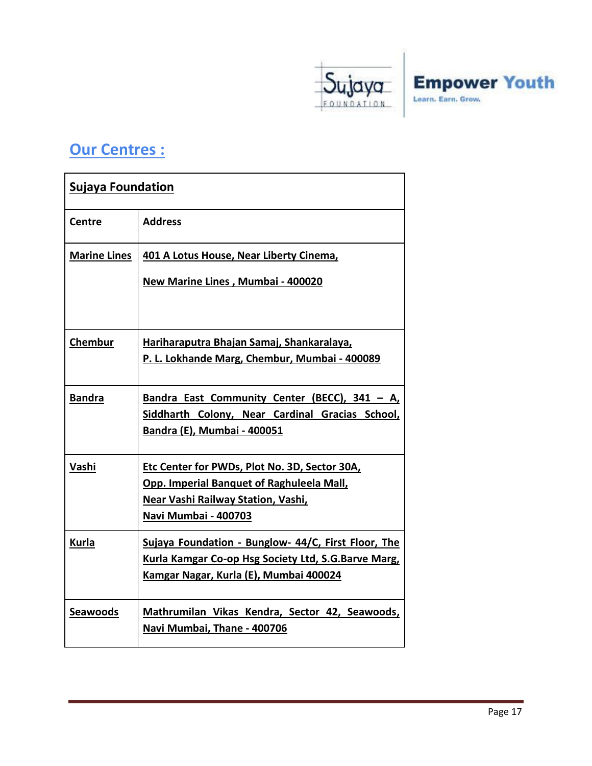## Our Centres :

| Sujaya Foundation | |
|---|---|
| **Centre** | **Address** |
| **Marine Lines** | **401 A Lotus House, Near Liberty Cinema,<br>New Marine Lines , Mumbai - 400020** |
| **Chembur** | **Hariharaputra Bhajan Samaj, Shankaralaya,<br>P. L. Lokhande Marg, Chembur, Mumbai - 400089** |
| **Bandra** | **Bandra East Community Center (BECC), 341 – A, Siddharth Colony, Near Cardinal Gracias School, Bandra (E), Mumbai - 400051** |
| **Vashi** | **Etc Center for PWDs, Plot No. 3D, Sector 30A,<br>Opp. Imperial Banquet of Raghuleela Mall,<br>Near Vashi Railway Station, Vashi,<br>Navi Mumbai - 400703** |
| **Kurla** | **Sujaya Foundation - Bunglow- 44/C, First Floor, The Kurla Kamgar Co-op Hsg Society Ltd, S.G.Barve Marg, Kamgar Nagar, Kurla (E), Mumbai 400024** |
| **Seawoods** | **Mathrumilan Vikas Kendra, Sector 42, Seawoods, Navi Mumbai, Thane - 400706** |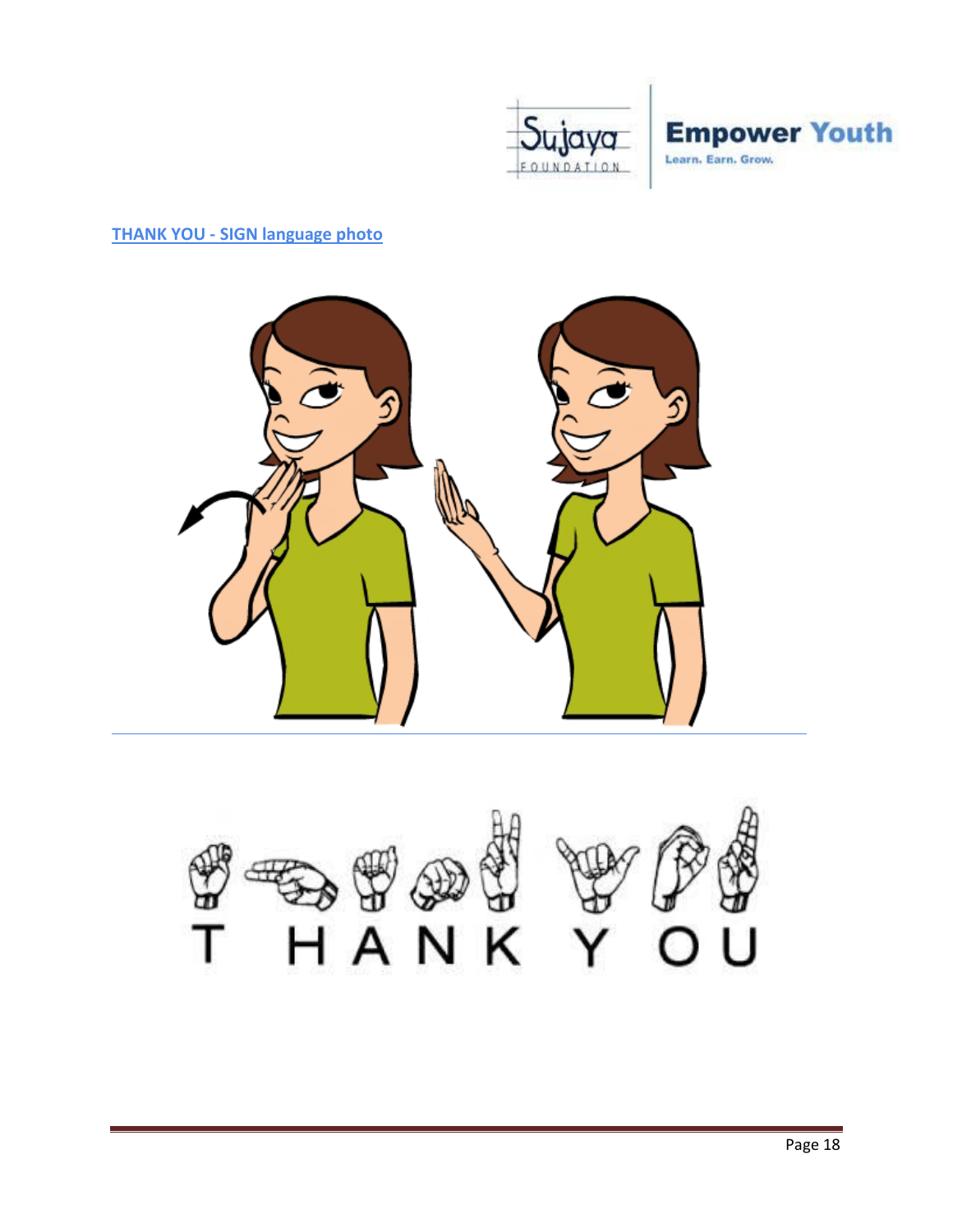**THANK YOU - SIGN language photo**

T H A N K Y O U